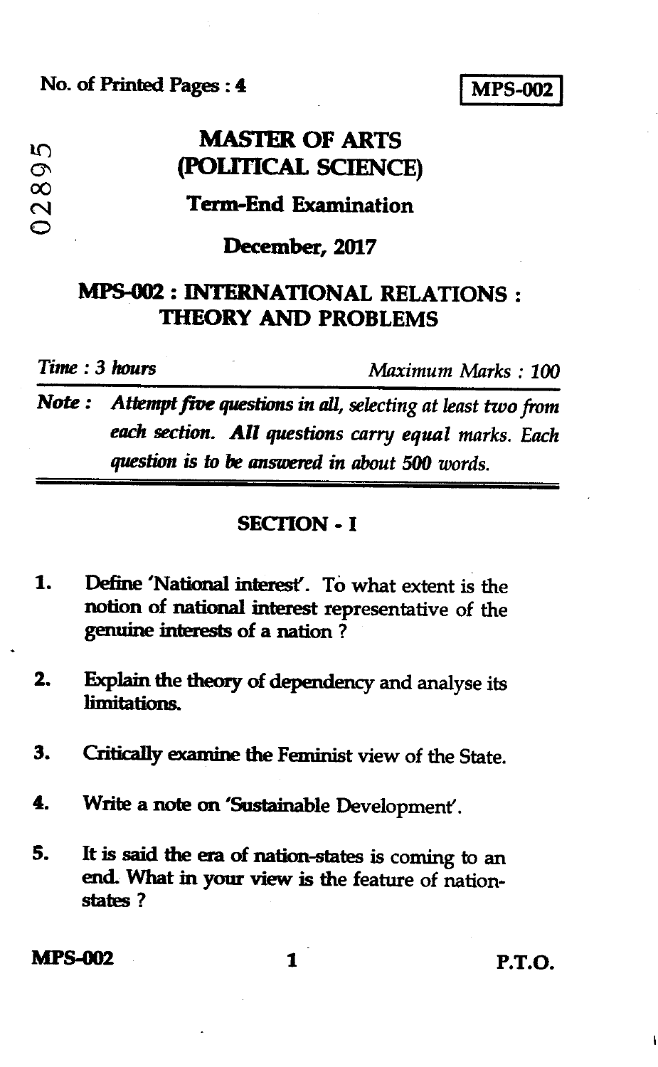No. of Printed Pages : 4

**MPS-002**

02895

# MASTER OF ARTS (POLITICAL SCIENCE)

## Term-End Examination

## December, 2017

## MPS-002 : INTERNATIONAL RELATIONS : THEORY AND PROBLEMS

*Time : 3 hours* *Maximum Marks : 100*

**Note :** *Attempt five questions in all, selecting at least two from each section. All questions carry equal marks. Each question is to be answered in about 500 words.*

### SECTION - I

1. Define 'National interest'. To what extent is the notion of national interest representative of the genuine interests of a nation ?

2. Explain the theory of dependency and analyse its limitations.

3. Critically examine the Feminist view of the State.

4. Write a note on 'Sustainable Development'.

5. It is said the era of nation-states is coming to an end. What in your view is the feature of nation-states ?

P.T.O.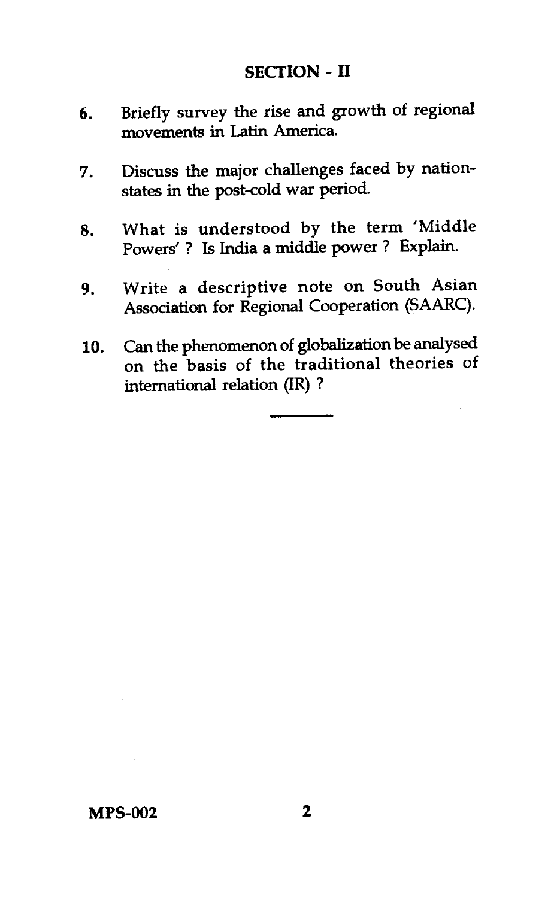## SECTION - II

6. Briefly survey the rise and growth of regional movements in Latin America.

7. Discuss the major challenges faced by nation-states in the post-cold war period.

8. What is understood by the term 'Middle Powers' ? Is India a middle power ? Explain.

9. Write a descriptive note on South Asian Association for Regional Cooperation (SAARC).

10. Can the phenomenon of globalization be analysed on the basis of the traditional theories of international relation (IR) ?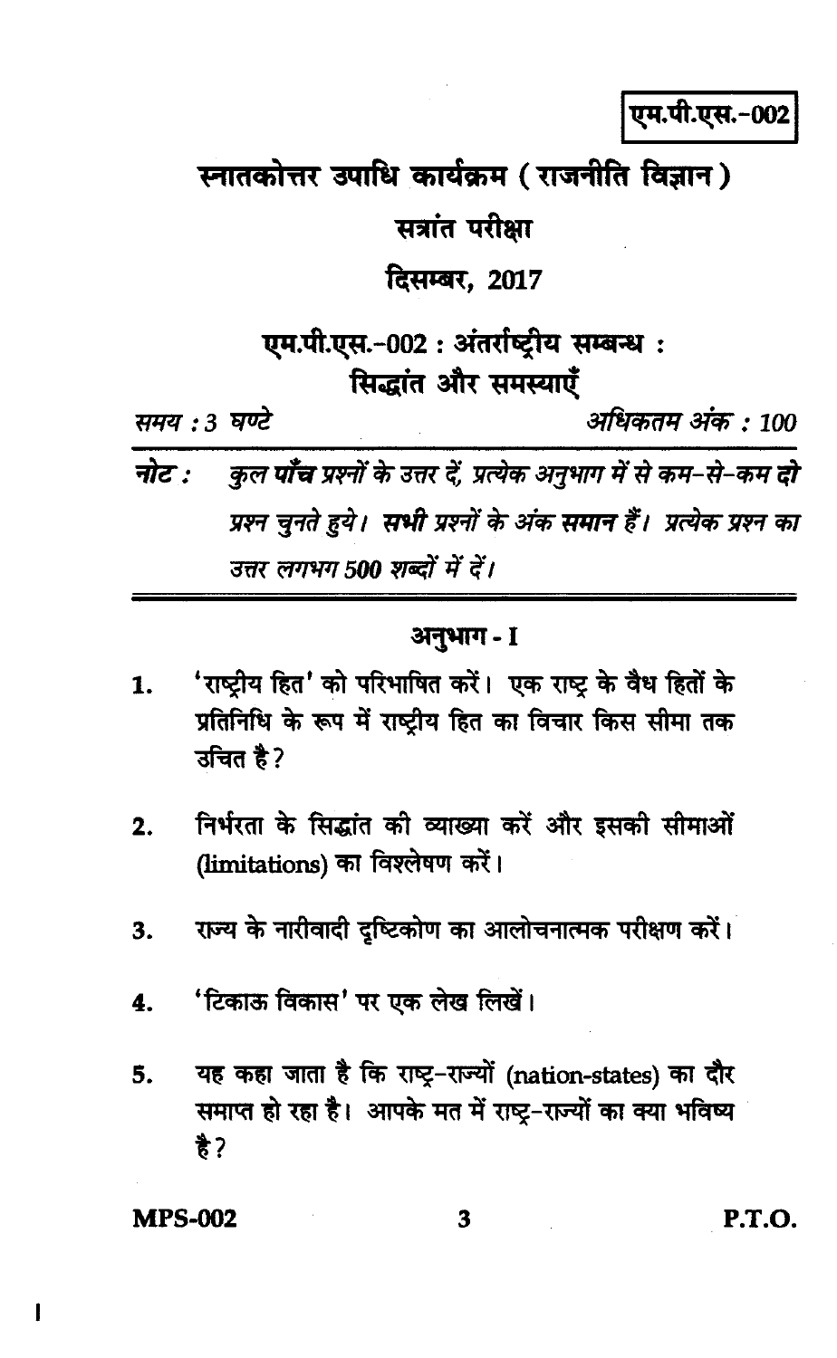एम.पी.एस.-002

# स्नातकोत्तर उपाधि कार्यक्रम (राजनीति विज्ञान)

## सत्रांत परीक्षा

## दिसम्बर, 2017

## एम.पी.एस.-002 : अंतर्राष्ट्रीय सम्बन्ध : सिद्धांत और समस्याएँ

*समय : 3 घण्टे* *अधिकतम अंक : 100*

***नोट :*** *कुल **पाँच** प्रश्नों के उत्तर दें, प्रत्येक अनुभाग में से कम-से-कम **दो** प्रश्न चुनते हुये। **सभी** प्रश्नों के अंक **समान** हैं। प्रत्येक प्रश्न का उत्तर लगभग 500 शब्दों में दें।*

### अनुभाग - I

1. 'राष्ट्रीय हित' को परिभाषित करें। एक राष्ट्र के वैध हितों के प्रतिनिधि के रूप में राष्ट्रीय हित का विचार किस सीमा तक उचित है?

2. निर्भरता के सिद्धांत की व्याख्या करें और इसकी सीमाओं (limitations) का विश्लेषण करें।

3. राज्य के नारीवादी दृष्टिकोण का आलोचनात्मक परीक्षण करें।

4. 'टिकाऊ विकास' पर एक लेख लिखें।

5. यह कहा जाता है कि राष्ट्र-राज्यों (nation-states) का दौर समाप्त हो रहा है। आपके मत में राष्ट्र-राज्यों का क्या भविष्य है?

P.T.O.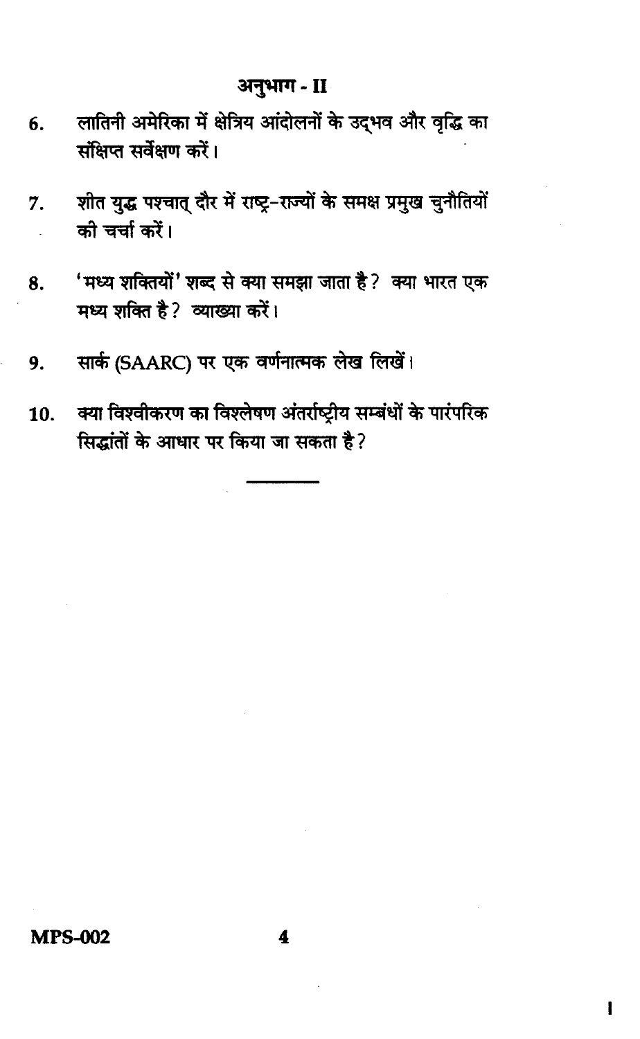## अनुभाग - II

6. लातिनी अमेरिका में क्षेत्रिय आंदोलनों के उद्भव और वृद्धि का संक्षिप्त सर्वेक्षण करें।

7. शीत युद्ध पश्चात् दौर में राष्ट्र-राज्यों के समक्ष प्रमुख चुनौतियों की चर्चा करें।

8. 'मध्य शक्तियों' शब्द से क्या समझा जाता है? क्या भारत एक मध्य शक्ति है? व्याख्या करें।

9. सार्क (SAARC) पर एक वर्णनात्मक लेख लिखें।

10. क्या विश्वीकरण का विश्लेषण अंतर्राष्ट्रीय सम्बंधों के पारंपरिक सिद्धांतों के आधार पर किया जा सकता है?